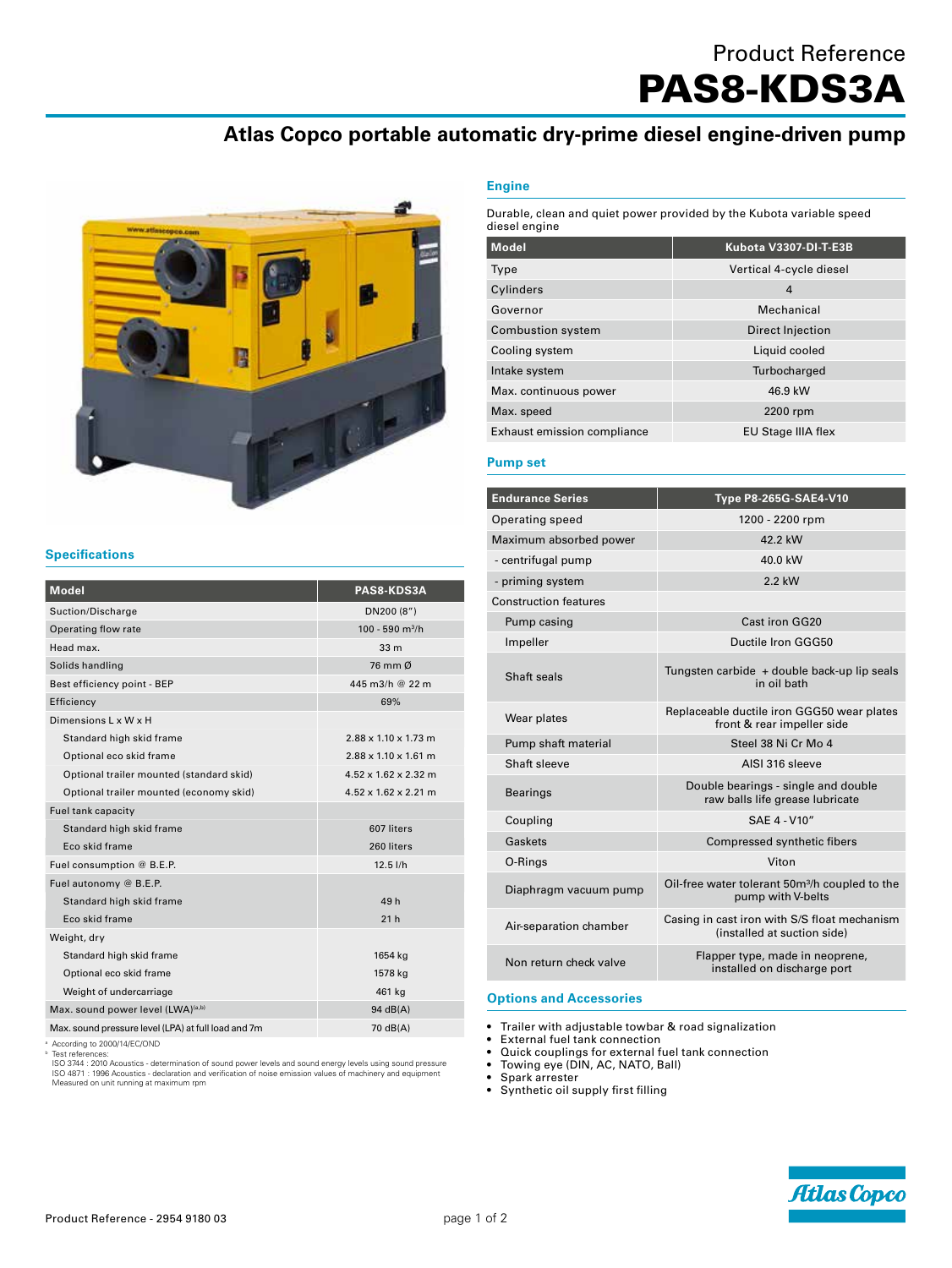Product Reference

# PAS8-KDS3A

## Atlas Copco portable automatic dry-prime diesel engine-driven pump

### Specifications

| Model | PAS8-KDS3A |
|---|---|
| Suction/Discharge | DN200 (8") |
| Operating flow rate | 100 - 590 m³/h |
| Head max. | 33 m |
| Solids handling | 76 mm Ø |
| Best efficiency point - BEP | 445 m3/h @ 22 m |
| Efficiency | 69% |
| Dimensions L x W x H | |
| Standard high skid frame | 2.88 x 1.10 x 1.73 m |
| Optional eco skid frame | 2.88 x 1.10 x 1.61 m |
| Optional trailer mounted (standard skid) | 4.52 x 1.62 x 2.32 m |
| Optional trailer mounted (economy skid) | 4.52 x 1.62 x 2.21 m |
| Fuel tank capacity | |
| Standard high skid frame | 607 liters |
| Eco skid frame | 260 liters |
| Fuel consumption @ B.E.P. | 12.5 l/h |
| Fuel autonomy @ B.E.P. | |
| Standard high skid frame | 49 h |
| Eco skid frame | 21 h |
| Weight, dry | |
| Standard high skid frame | 1654 kg |
| Optional eco skid frame | 1578 kg |
| Weight of undercarriage | 461 kg |
| Max. sound power level (LWA)[a,b] | 94 dB(A) |
| Max. sound pressure level (LPA) at full load and 7m | 70 dB(A) |

[a] According to 2000/14/EC/OND
[b] Test references:
ISO 3744 : 2010 Acoustics - determination of sound power levels and sound energy levels using sound pressure
ISO 4871 : 1996 Acoustics - declaration and verification of noise emission values of machinery and equipment
Measured on unit running at maximum rpm

### Engine

Durable, clean and quiet power provided by the Kubota variable speed diesel engine

| Model | Kubota V3307-DI-T-E3B |
|---|---|
| Type | Vertical 4-cycle diesel |
| Cylinders | 4 |
| Governor | Mechanical |
| Combustion system | Direct Injection |
| Cooling system | Liquid cooled |
| Intake system | Turbocharged |
| Max. continuous power | 46.9 kW |
| Max. speed | 2200 rpm |
| Exhaust emission compliance | EU Stage IIIA flex |

### Pump set

| Endurance Series | Type P8-265G-SAE4-V10 |
|---|---|
| Operating speed | 1200 - 2200 rpm |
| Maximum absorbed power | 42.2 kW |
| - centrifugal pump | 40.0 kW |
| - priming system | 2.2 kW |
| Construction features | |
| Pump casing | Cast iron GG20 |
| Impeller | Ductile Iron GGG50 |
| Shaft seals | Tungsten carbide + double back-up lip seals in oil bath |
| Wear plates | Replaceable ductile iron GGG50 wear plates front & rear impeller side |
| Pump shaft material | Steel 38 Ni Cr Mo 4 |
| Shaft sleeve | AISI 316 sleeve |
| Bearings | Double bearings - single and double raw balls life grease lubricate |
| Coupling | SAE 4 - V10" |
| Gaskets | Compressed synthetic fibers |
| O-Rings | Viton |
| Diaphragm vacuum pump | Oil-free water tolerant 50m³/h coupled to the pump with V-belts |
| Air-separation chamber | Casing in cast iron with S/S float mechanism (installed at suction side) |
| Non return check valve | Flapper type, made in neoprene, installed on discharge port |

### Options and Accessories

- Trailer with adjustable towbar & road signalization
- External fuel tank connection
- Quick couplings for external fuel tank connection
- Towing eye (DIN, AC, NATO, Ball)
- Spark arrester
- Synthetic oil supply first filling

Product Reference - 2954 9180 03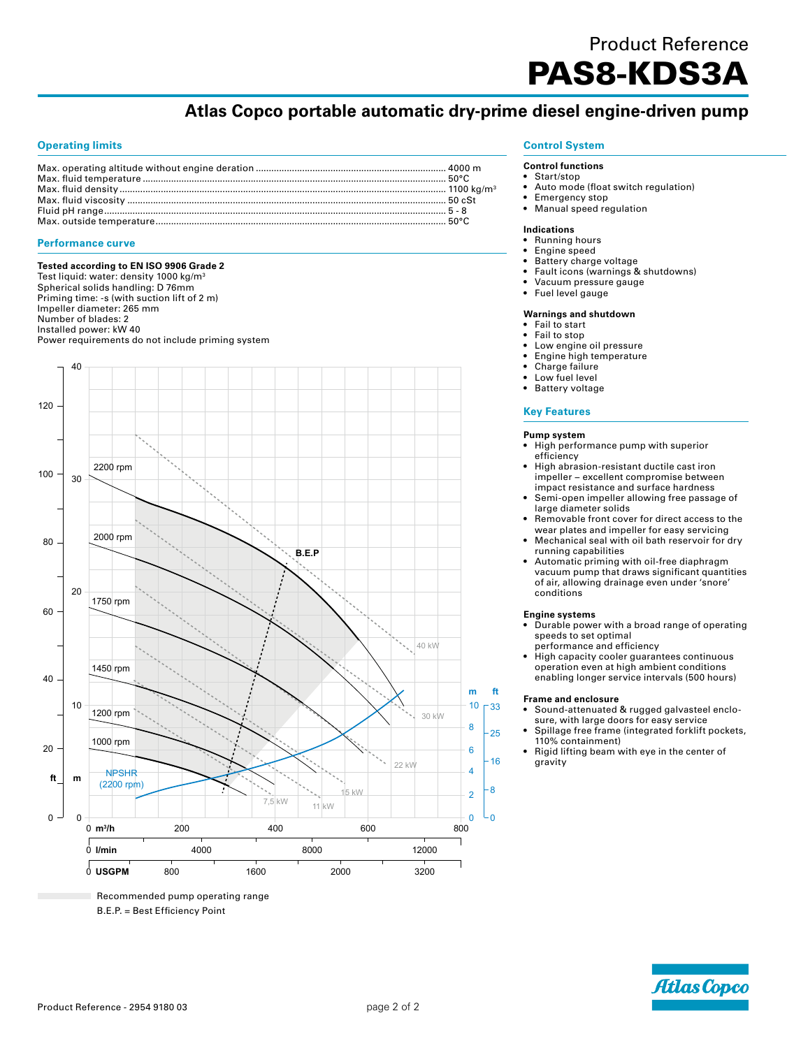# Product Reference
# PAS8-KDS3A

## Atlas Copco portable automatic dry-prime diesel engine-driven pump

### Operating limits

| | |
|---|---|
| Max. operating altitude without engine deration | 4000 m |
| Max. fluid temperature | 50°C |
| Max. fluid density | 1100 kg/m³ |
| Max. fluid viscosity | 50 cSt |
| Fluid pH range | 5 - 8 |
| Max. outside temperature | 50°C |

### Performance curve

**Tested according to EN ISO 9906 Grade 2**
Test liquid: water: density 1000 kg/m³
Spherical solids handling: D 76mm
Priming time: -s (with suction lift of 2 m)
Impeller diameter: 265 mm
Number of blades: 2
Installed power: kW 40
Power requirements do not include priming system

2200 rpm
2000 rpm
1750 rpm
1450 rpm
1200 rpm
1000 rpm
B.E.P
40 kW
30 kW
22 kW
15 kW
11 kW
7,5 kW
NPSHR (2200 rpm)
ft: 0, 20, 40, 60, 80, 100, 120
m: 0, 10, 20, 30, 40
m: 0, 2, 4, 6, 8, 10
ft: 0, 8, 16, 25, 33
m³/h: 0, 200, 400, 600, 800
l/min: 0, 4000, 8000, 12000
USGPM: 0, 800, 1600, 2000, 3200

Recommended pump operating range
B.E.P. = Best Efficiency Point

### Control System

**Control functions**
- Start/stop
- Auto mode (float switch regulation)
- Emergency stop
- Manual speed regulation

**Indications**
- Running hours
- Engine speed
- Battery charge voltage
- Fault icons (warnings & shutdowns)
- Vacuum pressure gauge
- Fuel level gauge

**Warnings and shutdown**
- Fail to start
- Fail to stop
- Low engine oil pressure
- Engine high temperature
- Charge failure
- Low fuel level
- Battery voltage

### Key Features

**Pump system**
- High performance pump with superior efficiency
- High abrasion-resistant ductile cast iron impeller – excellent compromise between impact resistance and surface hardness
- Semi-open impeller allowing free passage of large diameter solids
- Removable front cover for direct access to the wear plates and impeller for easy servicing
- Mechanical seal with oil bath reservoir for dry running capabilities
- Automatic priming with oil-free diaphragm vacuum pump that draws significant quantities of air, allowing drainage even under 'snore' conditions

**Engine systems**
- Durable power with a broad range of operating speeds to set optimal performance and efficiency
- High capacity cooler guarantees continuous operation even at high ambient conditions enabling longer service intervals (500 hours)

**Frame and enclosure**
- Sound-attenuated & rugged galvasteel enclosure, with large doors for easy service
- Spillage free frame (integrated forklift pockets, 110% containment)
- Rigid lifting beam with eye in the center of gravity

Product Reference - 2954 9180 03